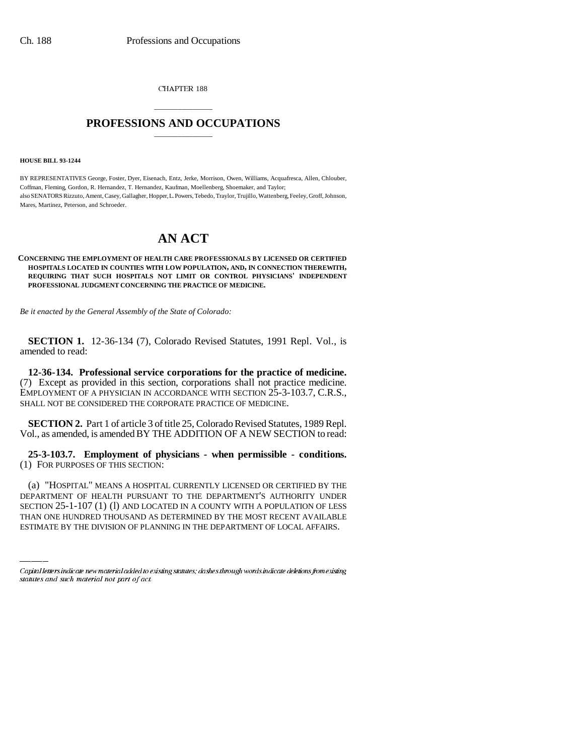CHAPTER 188

## PROFESSIONS AND OCCUPATIONS

**HOUSE BILL 93-1244**

BY REPRESENTATIVES George, Foster, Dyer, Eisenach, Entz, Jerke, Morrison, Owen, Williams, Acquafresca, Allen, Chlouber, Coffman, Fleming, Gordon, R. Hernandez, T. Hernandez, Kaufman, Moellenberg, Shoemaker, and Taylor;
also SENATORS Rizzuto, Ament, Casey, Gallagher, Hopper, L. Powers, Tebedo, Traylor, Trujillo, Wattenberg, Feeley, Groff, Johnson, Mares, Martinez, Peterson, and Schroeder.

# AN ACT

**CONCERNING THE EMPLOYMENT OF HEALTH CARE PROFESSIONALS BY LICENSED OR CERTIFIED HOSPITALS LOCATED IN COUNTIES WITH LOW POPULATION, AND, IN CONNECTION THEREWITH, REQUIRING THAT SUCH HOSPITALS NOT LIMIT OR CONTROL PHYSICIANS' INDEPENDENT PROFESSIONAL JUDGMENT CONCERNING THE PRACTICE OF MEDICINE.**

*Be it enacted by the General Assembly of the State of Colorado:*

**SECTION 1.** 12-36-134 (7), Colorado Revised Statutes, 1991 Repl. Vol., is amended to read:

**12-36-134. Professional service corporations for the practice of medicine.** (7) Except as provided in this section, corporations shall not practice medicine. EMPLOYMENT OF A PHYSICIAN IN ACCORDANCE WITH SECTION 25-3-103.7, C.R.S., SHALL NOT BE CONSIDERED THE CORPORATE PRACTICE OF MEDICINE.

**SECTION 2.** Part 1 of article 3 of title 25, Colorado Revised Statutes, 1989 Repl. Vol., as amended, is amended BY THE ADDITION OF A NEW SECTION to read:

**25-3-103.7. Employment of physicians - when permissible - conditions.** (1) FOR PURPOSES OF THIS SECTION:

(a) "HOSPITAL" MEANS A HOSPITAL CURRENTLY LICENSED OR CERTIFIED BY THE DEPARTMENT OF HEALTH PURSUANT TO THE DEPARTMENT'S AUTHORITY UNDER SECTION 25-1-107 (1) (l) AND LOCATED IN A COUNTY WITH A POPULATION OF LESS THAN ONE HUNDRED THOUSAND AS DETERMINED BY THE MOST RECENT AVAILABLE ESTIMATE BY THE DIVISION OF PLANNING IN THE DEPARTMENT OF LOCAL AFFAIRS.

Capital letters indicate new material added to existing statutes; dashes through words indicate deletions from existing statutes and such material not part of act.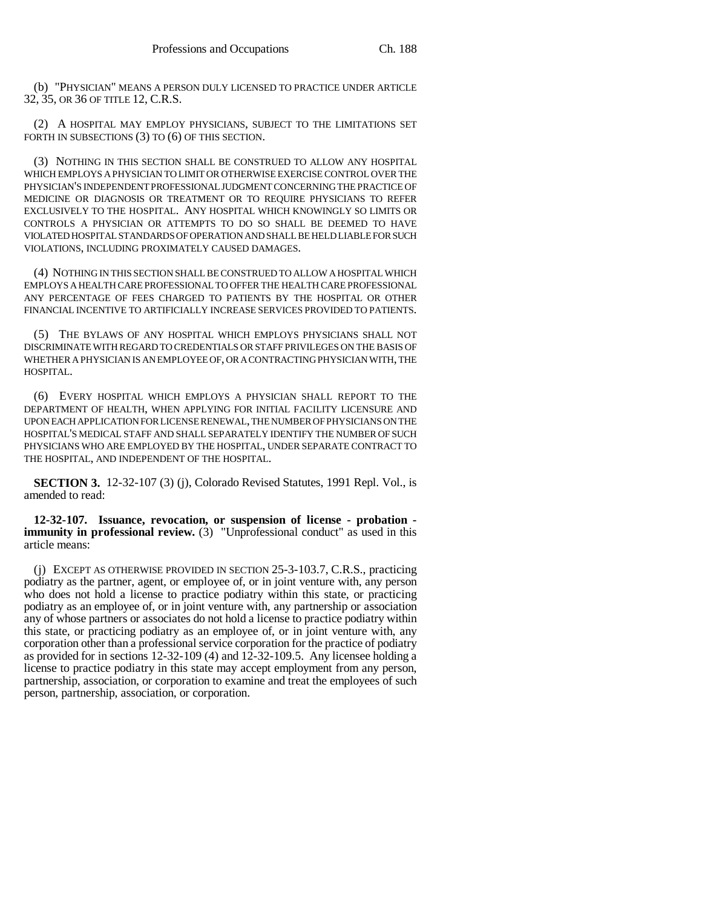(b) "PHYSICIAN" MEANS A PERSON DULY LICENSED TO PRACTICE UNDER ARTICLE 32, 35, OR 36 OF TITLE 12, C.R.S.

(2) A HOSPITAL MAY EMPLOY PHYSICIANS, SUBJECT TO THE LIMITATIONS SET FORTH IN SUBSECTIONS (3) TO (6) OF THIS SECTION.

(3) NOTHING IN THIS SECTION SHALL BE CONSTRUED TO ALLOW ANY HOSPITAL WHICH EMPLOYS A PHYSICIAN TO LIMIT OR OTHERWISE EXERCISE CONTROL OVER THE PHYSICIAN'S INDEPENDENT PROFESSIONAL JUDGMENT CONCERNING THE PRACTICE OF MEDICINE OR DIAGNOSIS OR TREATMENT OR TO REQUIRE PHYSICIANS TO REFER EXCLUSIVELY TO THE HOSPITAL. ANY HOSPITAL WHICH KNOWINGLY SO LIMITS OR CONTROLS A PHYSICIAN OR ATTEMPTS TO DO SO SHALL BE DEEMED TO HAVE VIOLATED HOSPITAL STANDARDS OF OPERATION AND SHALL BE HELD LIABLE FOR SUCH VIOLATIONS, INCLUDING PROXIMATELY CAUSED DAMAGES.

(4) NOTHING IN THIS SECTION SHALL BE CONSTRUED TO ALLOW A HOSPITAL WHICH EMPLOYS A HEALTH CARE PROFESSIONAL TO OFFER THE HEALTH CARE PROFESSIONAL ANY PERCENTAGE OF FEES CHARGED TO PATIENTS BY THE HOSPITAL OR OTHER FINANCIAL INCENTIVE TO ARTIFICIALLY INCREASE SERVICES PROVIDED TO PATIENTS.

(5) THE BYLAWS OF ANY HOSPITAL WHICH EMPLOYS PHYSICIANS SHALL NOT DISCRIMINATE WITH REGARD TO CREDENTIALS OR STAFF PRIVILEGES ON THE BASIS OF WHETHER A PHYSICIAN IS AN EMPLOYEE OF, OR A CONTRACTING PHYSICIAN WITH, THE HOSPITAL.

(6) EVERY HOSPITAL WHICH EMPLOYS A PHYSICIAN SHALL REPORT TO THE DEPARTMENT OF HEALTH, WHEN APPLYING FOR INITIAL FACILITY LICENSURE AND UPON EACH APPLICATION FOR LICENSE RENEWAL, THE NUMBER OF PHYSICIANS ON THE HOSPITAL'S MEDICAL STAFF AND SHALL SEPARATELY IDENTIFY THE NUMBER OF SUCH PHYSICIANS WHO ARE EMPLOYED BY THE HOSPITAL, UNDER SEPARATE CONTRACT TO THE HOSPITAL, AND INDEPENDENT OF THE HOSPITAL.

**SECTION 3.** 12-32-107 (3) (j), Colorado Revised Statutes, 1991 Repl. Vol., is amended to read:

**12-32-107. Issuance, revocation, or suspension of license - probation - immunity in professional review.** (3) "Unprofessional conduct" as used in this article means:

(j) EXCEPT AS OTHERWISE PROVIDED IN SECTION 25-3-103.7, C.R.S., practicing podiatry as the partner, agent, or employee of, or in joint venture with, any person who does not hold a license to practice podiatry within this state, or practicing podiatry as an employee of, or in joint venture with, any partnership or association any of whose partners or associates do not hold a license to practice podiatry within this state, or practicing podiatry as an employee of, or in joint venture with, any corporation other than a professional service corporation for the practice of podiatry as provided for in sections 12-32-109 (4) and 12-32-109.5. Any licensee holding a license to practice podiatry in this state may accept employment from any person, partnership, association, or corporation to examine and treat the employees of such person, partnership, association, or corporation.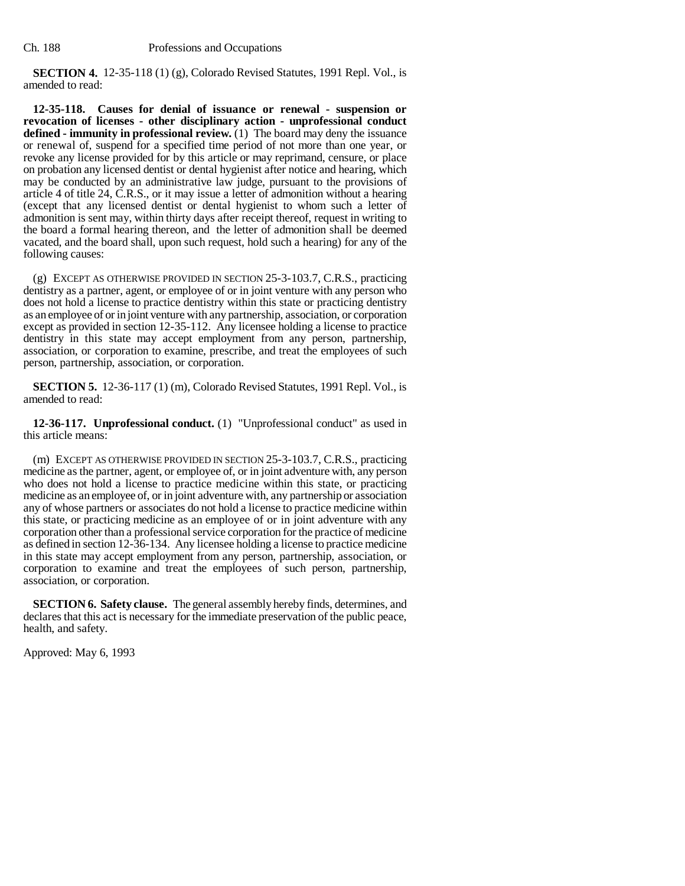**SECTION 4.** 12-35-118 (1) (g), Colorado Revised Statutes, 1991 Repl. Vol., is amended to read:

**12-35-118. Causes for denial of issuance or renewal - suspension or revocation of licenses - other disciplinary action - unprofessional conduct defined - immunity in professional review.** (1) The board may deny the issuance or renewal of, suspend for a specified time period of not more than one year, or revoke any license provided for by this article or may reprimand, censure, or place on probation any licensed dentist or dental hygienist after notice and hearing, which may be conducted by an administrative law judge, pursuant to the provisions of article 4 of title 24, C.R.S., or it may issue a letter of admonition without a hearing (except that any licensed dentist or dental hygienist to whom such a letter of admonition is sent may, within thirty days after receipt thereof, request in writing to the board a formal hearing thereon, and the letter of admonition shall be deemed vacated, and the board shall, upon such request, hold such a hearing) for any of the following causes:

(g) EXCEPT AS OTHERWISE PROVIDED IN SECTION 25-3-103.7, C.R.S., practicing dentistry as a partner, agent, or employee of or in joint venture with any person who does not hold a license to practice dentistry within this state or practicing dentistry as an employee of or in joint venture with any partnership, association, or corporation except as provided in section 12-35-112. Any licensee holding a license to practice dentistry in this state may accept employment from any person, partnership, association, or corporation to examine, prescribe, and treat the employees of such person, partnership, association, or corporation.

**SECTION 5.** 12-36-117 (1) (m), Colorado Revised Statutes, 1991 Repl. Vol., is amended to read:

**12-36-117. Unprofessional conduct.** (1) "Unprofessional conduct" as used in this article means:

(m) EXCEPT AS OTHERWISE PROVIDED IN SECTION 25-3-103.7, C.R.S., practicing medicine as the partner, agent, or employee of, or in joint adventure with, any person who does not hold a license to practice medicine within this state, or practicing medicine as an employee of, or in joint adventure with, any partnership or association any of whose partners or associates do not hold a license to practice medicine within this state, or practicing medicine as an employee of or in joint adventure with any corporation other than a professional service corporation for the practice of medicine as defined in section 12-36-134. Any licensee holding a license to practice medicine in this state may accept employment from any person, partnership, association, or corporation to examine and treat the employees of such person, partnership, association, or corporation.

**SECTION 6. Safety clause.** The general assembly hereby finds, determines, and declares that this act is necessary for the immediate preservation of the public peace, health, and safety.

Approved: May 6, 1993